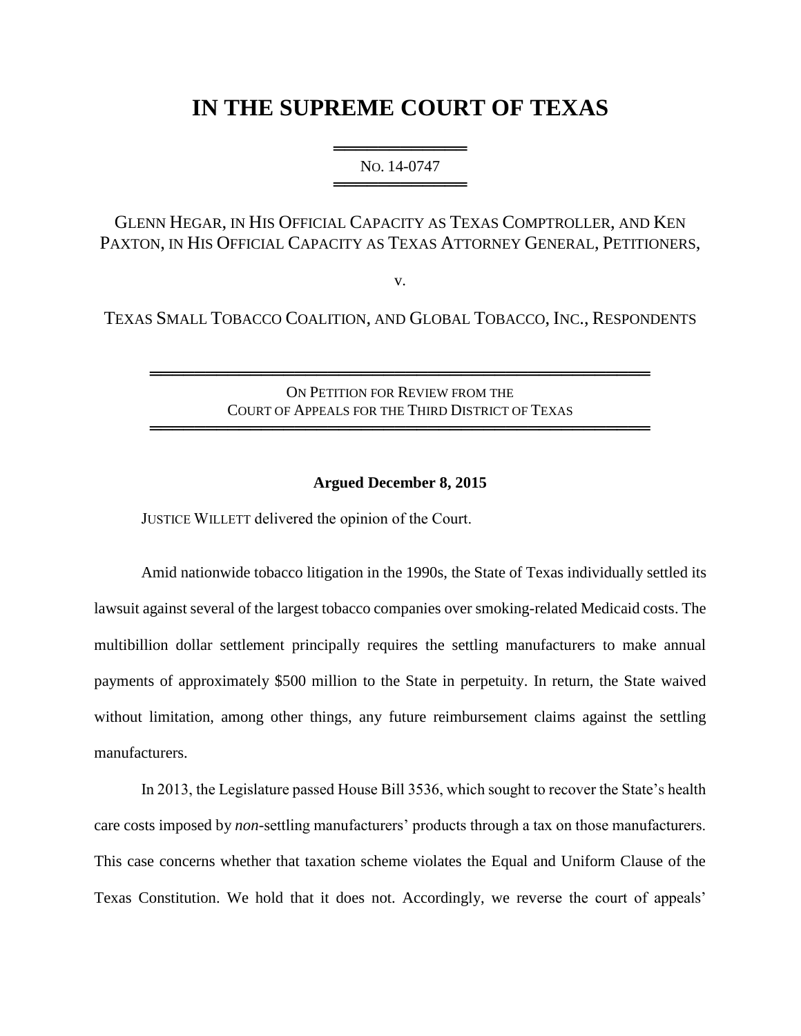# IN THE SUPREME COURT OF TEXAS

NO. 14-0747

GLENN HEGAR, IN HIS OFFICIAL CAPACITY AS TEXAS COMPTROLLER, AND KEN PAXTON, IN HIS OFFICIAL CAPACITY AS TEXAS ATTORNEY GENERAL, PETITIONERS,

v.

TEXAS SMALL TOBACCO COALITION, AND GLOBAL TOBACCO, INC., RESPONDENTS

ON PETITION FOR REVIEW FROM THE COURT OF APPEALS FOR THE THIRD DISTRICT OF TEXAS

**Argued December 8, 2015**

JUSTICE WILLETT delivered the opinion of the Court.

Amid nationwide tobacco litigation in the 1990s, the State of Texas individually settled its lawsuit against several of the largest tobacco companies over smoking-related Medicaid costs. The multibillion dollar settlement principally requires the settling manufacturers to make annual payments of approximately $500 million to the State in perpetuity. In return, the State waived without limitation, among other things, any future reimbursement claims against the settling manufacturers.

In 2013, the Legislature passed House Bill 3536, which sought to recover the State's health care costs imposed by *non*-settling manufacturers' products through a tax on those manufacturers. This case concerns whether that taxation scheme violates the Equal and Uniform Clause of the Texas Constitution. We hold that it does not. Accordingly, we reverse the court of appeals'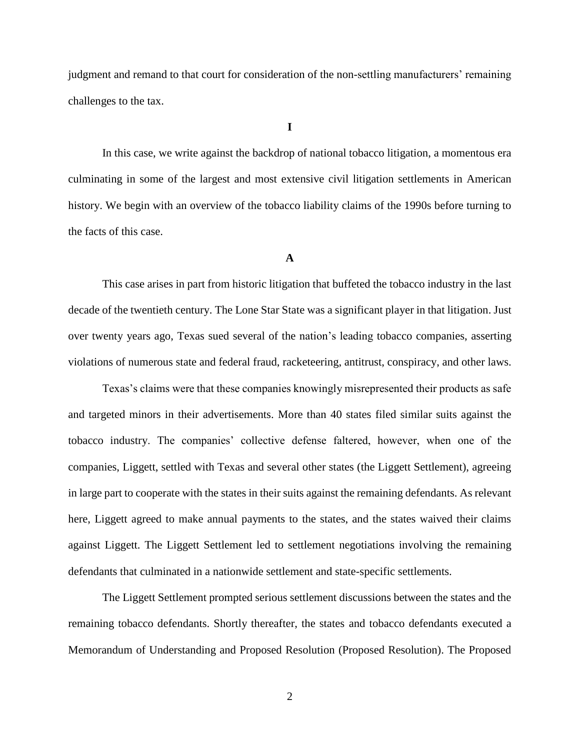judgment and remand to that court for consideration of the non-settling manufacturers' remaining challenges to the tax.

## I

In this case, we write against the backdrop of national tobacco litigation, a momentous era culminating in some of the largest and most extensive civil litigation settlements in American history. We begin with an overview of the tobacco liability claims of the 1990s before turning to the facts of this case.

### A

This case arises in part from historic litigation that buffeted the tobacco industry in the last decade of the twentieth century. The Lone Star State was a significant player in that litigation. Just over twenty years ago, Texas sued several of the nation's leading tobacco companies, asserting violations of numerous state and federal fraud, racketeering, antitrust, conspiracy, and other laws.

Texas's claims were that these companies knowingly misrepresented their products as safe and targeted minors in their advertisements. More than 40 states filed similar suits against the tobacco industry. The companies' collective defense faltered, however, when one of the companies, Liggett, settled with Texas and several other states (the Liggett Settlement), agreeing in large part to cooperate with the states in their suits against the remaining defendants. As relevant here, Liggett agreed to make annual payments to the states, and the states waived their claims against Liggett. The Liggett Settlement led to settlement negotiations involving the remaining defendants that culminated in a nationwide settlement and state-specific settlements.

The Liggett Settlement prompted serious settlement discussions between the states and the remaining tobacco defendants. Shortly thereafter, the states and tobacco defendants executed a Memorandum of Understanding and Proposed Resolution (Proposed Resolution). The Proposed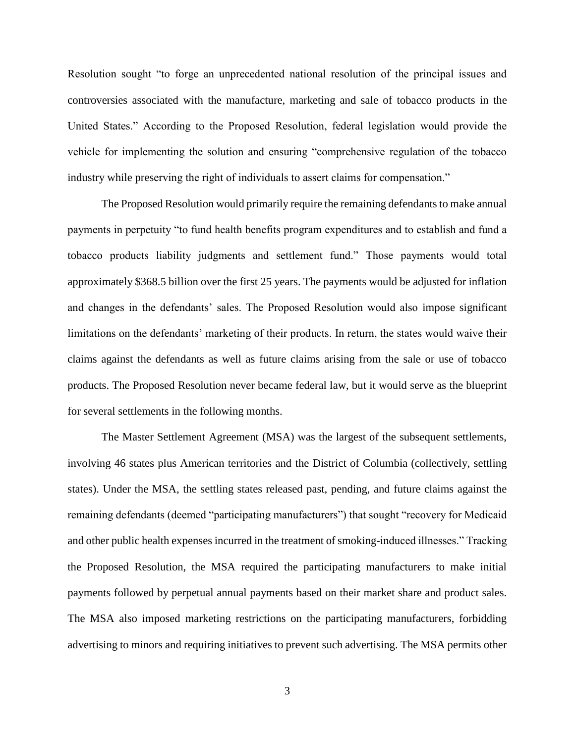Resolution sought "to forge an unprecedented national resolution of the principal issues and controversies associated with the manufacture, marketing and sale of tobacco products in the United States." According to the Proposed Resolution, federal legislation would provide the vehicle for implementing the solution and ensuring "comprehensive regulation of the tobacco industry while preserving the right of individuals to assert claims for compensation."

The Proposed Resolution would primarily require the remaining defendants to make annual payments in perpetuity "to fund health benefits program expenditures and to establish and fund a tobacco products liability judgments and settlement fund." Those payments would total approximately $368.5 billion over the first 25 years. The payments would be adjusted for inflation and changes in the defendants' sales. The Proposed Resolution would also impose significant limitations on the defendants' marketing of their products. In return, the states would waive their claims against the defendants as well as future claims arising from the sale or use of tobacco products. The Proposed Resolution never became federal law, but it would serve as the blueprint for several settlements in the following months.

The Master Settlement Agreement (MSA) was the largest of the subsequent settlements, involving 46 states plus American territories and the District of Columbia (collectively, settling states). Under the MSA, the settling states released past, pending, and future claims against the remaining defendants (deemed "participating manufacturers") that sought "recovery for Medicaid and other public health expenses incurred in the treatment of smoking-induced illnesses." Tracking the Proposed Resolution, the MSA required the participating manufacturers to make initial payments followed by perpetual annual payments based on their market share and product sales. The MSA also imposed marketing restrictions on the participating manufacturers, forbidding advertising to minors and requiring initiatives to prevent such advertising. The MSA permits other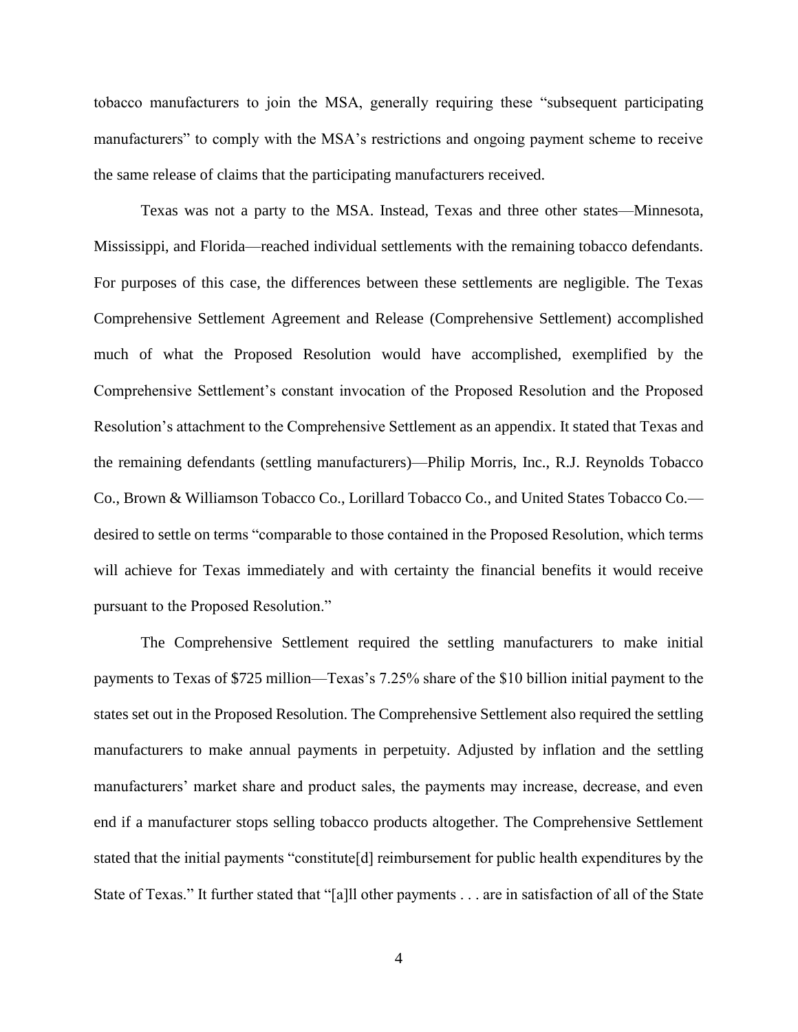tobacco manufacturers to join the MSA, generally requiring these "subsequent participating manufacturers" to comply with the MSA's restrictions and ongoing payment scheme to receive the same release of claims that the participating manufacturers received.

Texas was not a party to the MSA. Instead, Texas and three other states—Minnesota, Mississippi, and Florida—reached individual settlements with the remaining tobacco defendants. For purposes of this case, the differences between these settlements are negligible. The Texas Comprehensive Settlement Agreement and Release (Comprehensive Settlement) accomplished much of what the Proposed Resolution would have accomplished, exemplified by the Comprehensive Settlement's constant invocation of the Proposed Resolution and the Proposed Resolution's attachment to the Comprehensive Settlement as an appendix. It stated that Texas and the remaining defendants (settling manufacturers)—Philip Morris, Inc., R.J. Reynolds Tobacco Co., Brown & Williamson Tobacco Co., Lorillard Tobacco Co., and United States Tobacco Co.—desired to settle on terms "comparable to those contained in the Proposed Resolution, which terms will achieve for Texas immediately and with certainty the financial benefits it would receive pursuant to the Proposed Resolution."

The Comprehensive Settlement required the settling manufacturers to make initial payments to Texas of $725 million—Texas's 7.25% share of the $10 billion initial payment to the states set out in the Proposed Resolution. The Comprehensive Settlement also required the settling manufacturers to make annual payments in perpetuity. Adjusted by inflation and the settling manufacturers' market share and product sales, the payments may increase, decrease, and even end if a manufacturer stops selling tobacco products altogether. The Comprehensive Settlement stated that the initial payments "constitute[d] reimbursement for public health expenditures by the State of Texas." It further stated that "[a]ll other payments . . . are in satisfaction of all of the State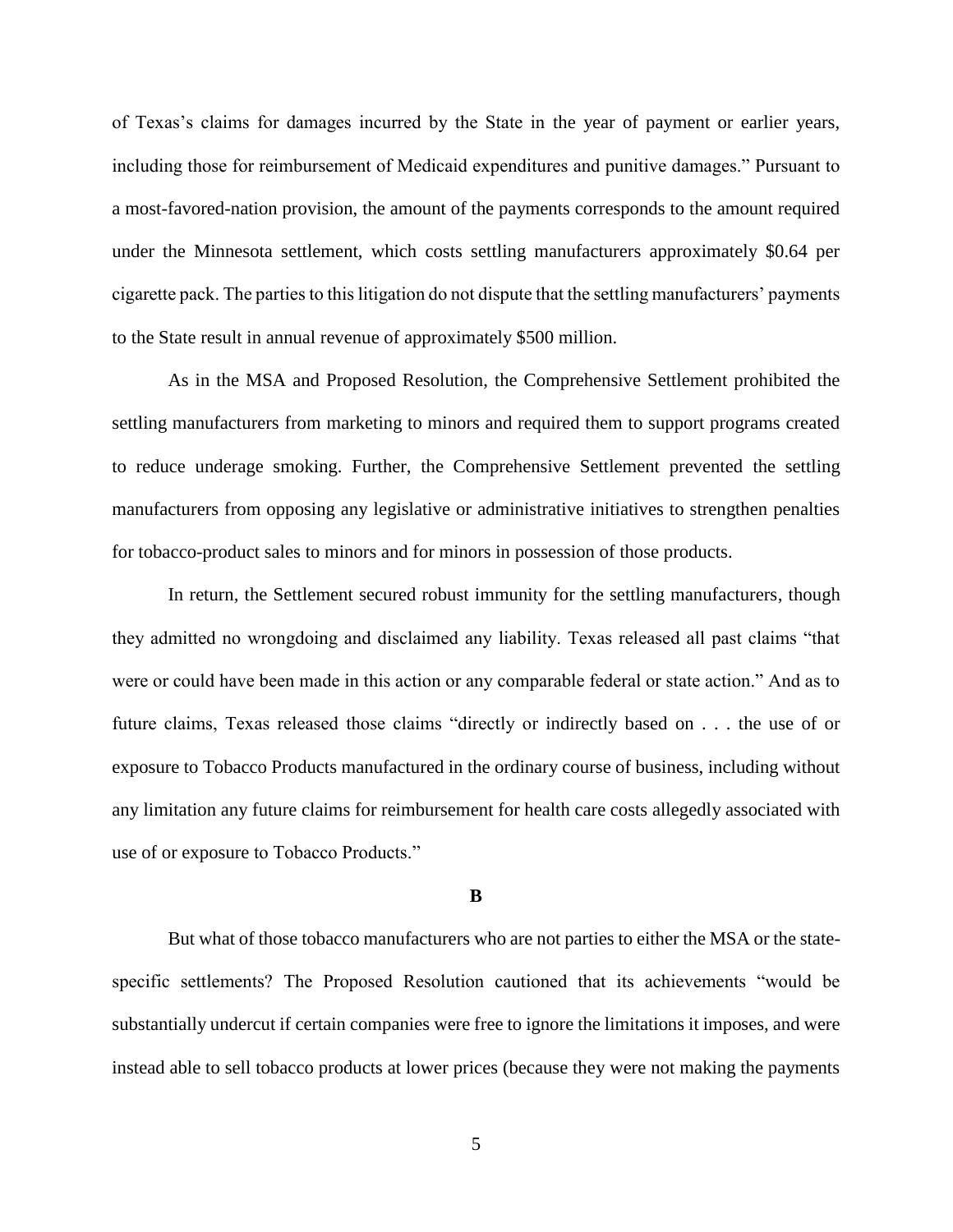of Texas's claims for damages incurred by the State in the year of payment or earlier years, including those for reimbursement of Medicaid expenditures and punitive damages." Pursuant to a most-favored-nation provision, the amount of the payments corresponds to the amount required under the Minnesota settlement, which costs settling manufacturers approximately \$0.64 per cigarette pack. The parties to this litigation do not dispute that the settling manufacturers' payments to the State result in annual revenue of approximately \$500 million.

As in the MSA and Proposed Resolution, the Comprehensive Settlement prohibited the settling manufacturers from marketing to minors and required them to support programs created to reduce underage smoking. Further, the Comprehensive Settlement prevented the settling manufacturers from opposing any legislative or administrative initiatives to strengthen penalties for tobacco-product sales to minors and for minors in possession of those products.

In return, the Settlement secured robust immunity for the settling manufacturers, though they admitted no wrongdoing and disclaimed any liability. Texas released all past claims "that were or could have been made in this action or any comparable federal or state action." And as to future claims, Texas released those claims "directly or indirectly based on . . . the use of or exposure to Tobacco Products manufactured in the ordinary course of business, including without any limitation any future claims for reimbursement for health care costs allegedly associated with use of or exposure to Tobacco Products."

**B**

But what of those tobacco manufacturers who are not parties to either the MSA or the state-specific settlements? The Proposed Resolution cautioned that its achievements "would be substantially undercut if certain companies were free to ignore the limitations it imposes, and were instead able to sell tobacco products at lower prices (because they were not making the payments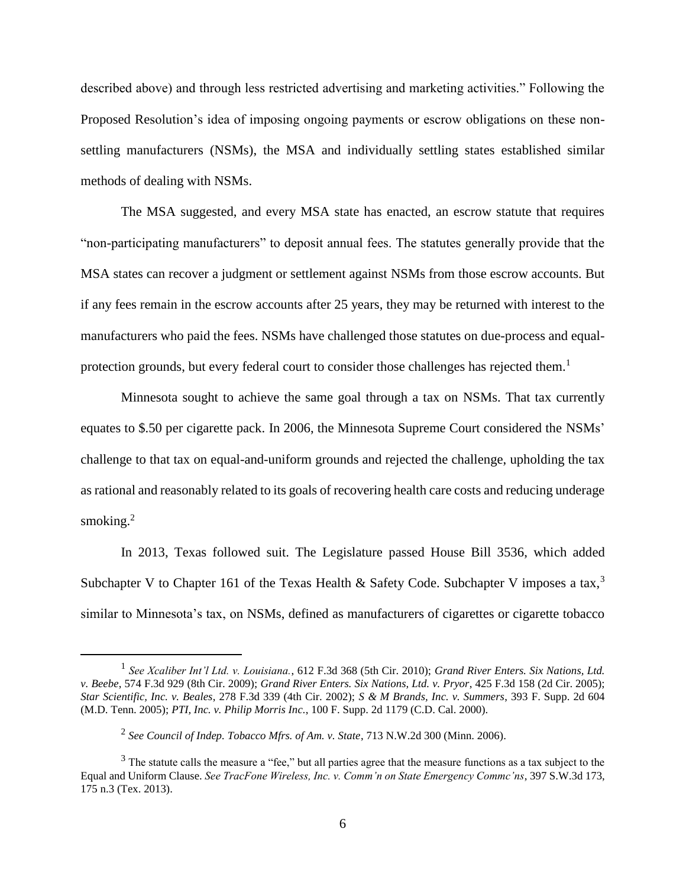described above) and through less restricted advertising and marketing activities." Following the Proposed Resolution's idea of imposing ongoing payments or escrow obligations on these non-settling manufacturers (NSMs), the MSA and individually settling states established similar methods of dealing with NSMs.

The MSA suggested, and every MSA state has enacted, an escrow statute that requires "non-participating manufacturers" to deposit annual fees. The statutes generally provide that the MSA states can recover a judgment or settlement against NSMs from those escrow accounts. But if any fees remain in the escrow accounts after 25 years, they may be returned with interest to the manufacturers who paid the fees. NSMs have challenged those statutes on due-process and equal-protection grounds, but every federal court to consider those challenges has rejected them.[1]

Minnesota sought to achieve the same goal through a tax on NSMs. That tax currently equates to $.50 per cigarette pack. In 2006, the Minnesota Supreme Court considered the NSMs' challenge to that tax on equal-and-uniform grounds and rejected the challenge, upholding the tax as rational and reasonably related to its goals of recovering health care costs and reducing underage smoking.[2]

In 2013, Texas followed suit. The Legislature passed House Bill 3536, which added Subchapter V to Chapter 161 of the Texas Health & Safety Code. Subchapter V imposes a tax,[3] similar to Minnesota's tax, on NSMs, defined as manufacturers of cigarettes or cigarette tobacco

---

[1] *See Xcaliber Int'l Ltd. v. Louisiana.*, 612 F.3d 368 (5th Cir. 2010); *Grand River Enters. Six Nations, Ltd. v. Beebe*, 574 F.3d 929 (8th Cir. 2009); *Grand River Enters. Six Nations, Ltd. v. Pryor*, 425 F.3d 158 (2d Cir. 2005); *Star Scientific, Inc. v. Beales*, 278 F.3d 339 (4th Cir. 2002); *S & M Brands, Inc. v. Summers*, 393 F. Supp. 2d 604 (M.D. Tenn. 2005); *PTI, Inc. v. Philip Morris Inc.*, 100 F. Supp. 2d 1179 (C.D. Cal. 2000).

[2] *See Council of Indep. Tobacco Mfrs. of Am. v. State*, 713 N.W.2d 300 (Minn. 2006).

[3] The statute calls the measure a "fee," but all parties agree that the measure functions as a tax subject to the Equal and Uniform Clause. *See TracFone Wireless, Inc. v. Comm'n on State Emergency Commc'ns*, 397 S.W.3d 173, 175 n.3 (Tex. 2013).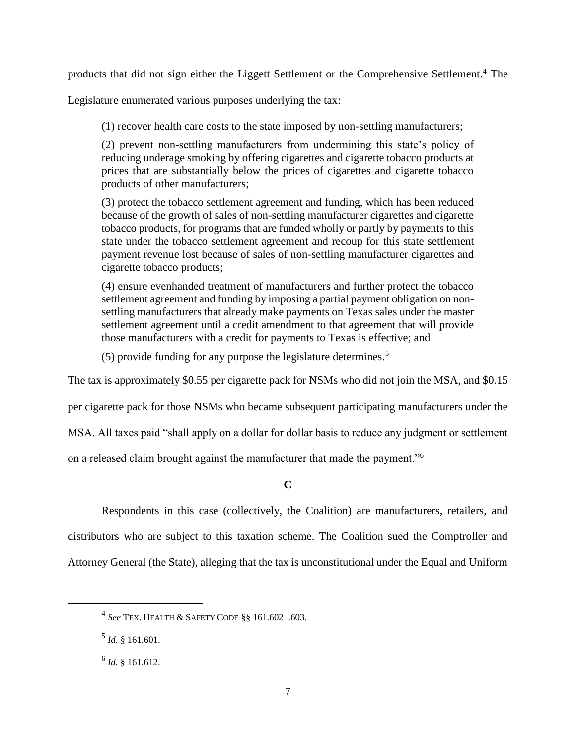products that did not sign either the Liggett Settlement or the Comprehensive Settlement.[4] The Legislature enumerated various purposes underlying the tax:

> (1) recover health care costs to the state imposed by non-settling manufacturers;
>
> (2) prevent non-settling manufacturers from undermining this state's policy of reducing underage smoking by offering cigarettes and cigarette tobacco products at prices that are substantially below the prices of cigarettes and cigarette tobacco products of other manufacturers;
>
> (3) protect the tobacco settlement agreement and funding, which has been reduced because of the growth of sales of non-settling manufacturer cigarettes and cigarette tobacco products, for programs that are funded wholly or partly by payments to this state under the tobacco settlement agreement and recoup for this state settlement payment revenue lost because of sales of non-settling manufacturer cigarettes and cigarette tobacco products;
>
> (4) ensure evenhanded treatment of manufacturers and further protect the tobacco settlement agreement and funding by imposing a partial payment obligation on non-settling manufacturers that already make payments on Texas sales under the master settlement agreement until a credit amendment to that agreement that will provide those manufacturers with a credit for payments to Texas is effective; and
>
> (5) provide funding for any purpose the legislature determines.[5]

The tax is approximately \$0.55 per cigarette pack for NSMs who did not join the MSA, and \$0.15 per cigarette pack for those NSMs who became subsequent participating manufacturers under the MSA. All taxes paid "shall apply on a dollar for dollar basis to reduce any judgment or settlement on a released claim brought against the manufacturer that made the payment."[6]

## C

Respondents in this case (collectively, the Coalition) are manufacturers, retailers, and distributors who are subject to this taxation scheme. The Coalition sued the Comptroller and Attorney General (the State), alleging that the tax is unconstitutional under the Equal and Uniform

---

[4] *See* TEX. HEALTH & SAFETY CODE §§ 161.602–.603.

[5] *Id.* § 161.601.

[6] *Id.* § 161.612.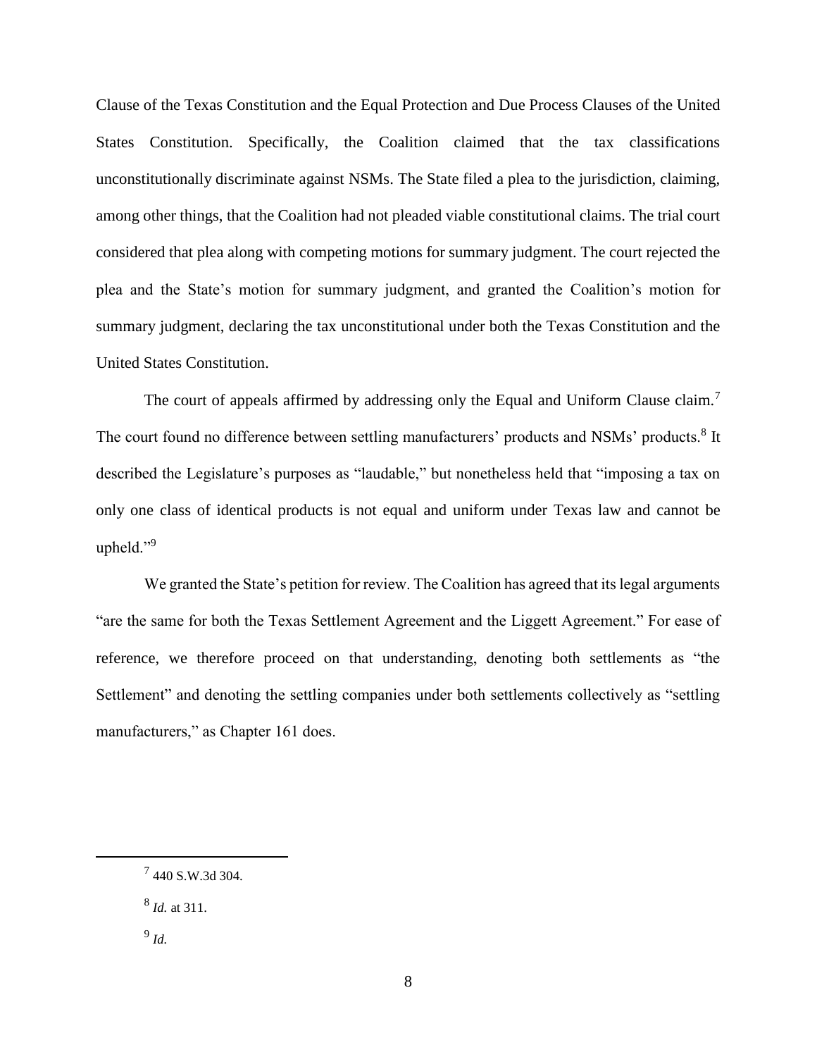Clause of the Texas Constitution and the Equal Protection and Due Process Clauses of the United States Constitution. Specifically, the Coalition claimed that the tax classifications unconstitutionally discriminate against NSMs. The State filed a plea to the jurisdiction, claiming, among other things, that the Coalition had not pleaded viable constitutional claims. The trial court considered that plea along with competing motions for summary judgment. The court rejected the plea and the State's motion for summary judgment, and granted the Coalition's motion for summary judgment, declaring the tax unconstitutional under both the Texas Constitution and the United States Constitution.

The court of appeals affirmed by addressing only the Equal and Uniform Clause claim.[7] The court found no difference between settling manufacturers' products and NSMs' products.[8] It described the Legislature's purposes as "laudable," but nonetheless held that "imposing a tax on only one class of identical products is not equal and uniform under Texas law and cannot be upheld."[9]

We granted the State's petition for review. The Coalition has agreed that its legal arguments "are the same for both the Texas Settlement Agreement and the Liggett Agreement." For ease of reference, we therefore proceed on that understanding, denoting both settlements as "the Settlement" and denoting the settling companies under both settlements collectively as "settling manufacturers," as Chapter 161 does.

---

[7] 440 S.W.3d 304.

[8] *Id.* at 311.

[9] *Id.*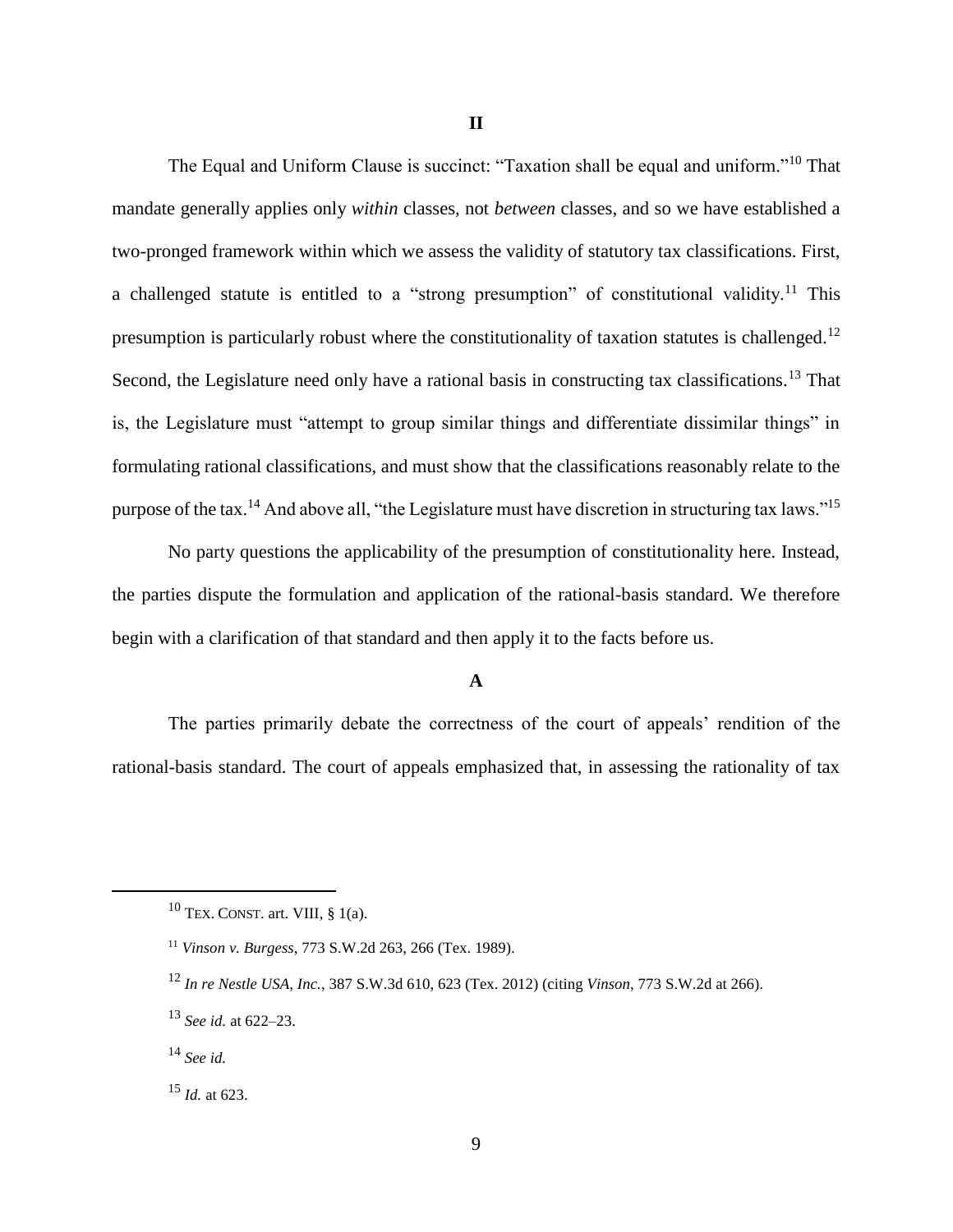## II

The Equal and Uniform Clause is succinct: "Taxation shall be equal and uniform."[10] That mandate generally applies only *within* classes, not *between* classes, and so we have established a two-pronged framework within which we assess the validity of statutory tax classifications. First, a challenged statute is entitled to a "strong presumption" of constitutional validity.[11] This presumption is particularly robust where the constitutionality of taxation statutes is challenged.[12] Second, the Legislature need only have a rational basis in constructing tax classifications.[13] That is, the Legislature must "attempt to group similar things and differentiate dissimilar things" in formulating rational classifications, and must show that the classifications reasonably relate to the purpose of the tax.[14] And above all, "the Legislature must have discretion in structuring tax laws."[15]

No party questions the applicability of the presumption of constitutionality here. Instead, the parties dispute the formulation and application of the rational-basis standard. We therefore begin with a clarification of that standard and then apply it to the facts before us.

### A

The parties primarily debate the correctness of the court of appeals' rendition of the rational-basis standard. The court of appeals emphasized that, in assessing the rationality of tax

---

[10] TEX. CONST. art. VIII, § 1(a).

[11] *Vinson v. Burgess*, 773 S.W.2d 263, 266 (Tex. 1989).

[12] *In re Nestle USA, Inc.*, 387 S.W.3d 610, 623 (Tex. 2012) (citing *Vinson*, 773 S.W.2d at 266).

[13] *See id.* at 622–23.

[14] *See id.*

[15] *Id.* at 623.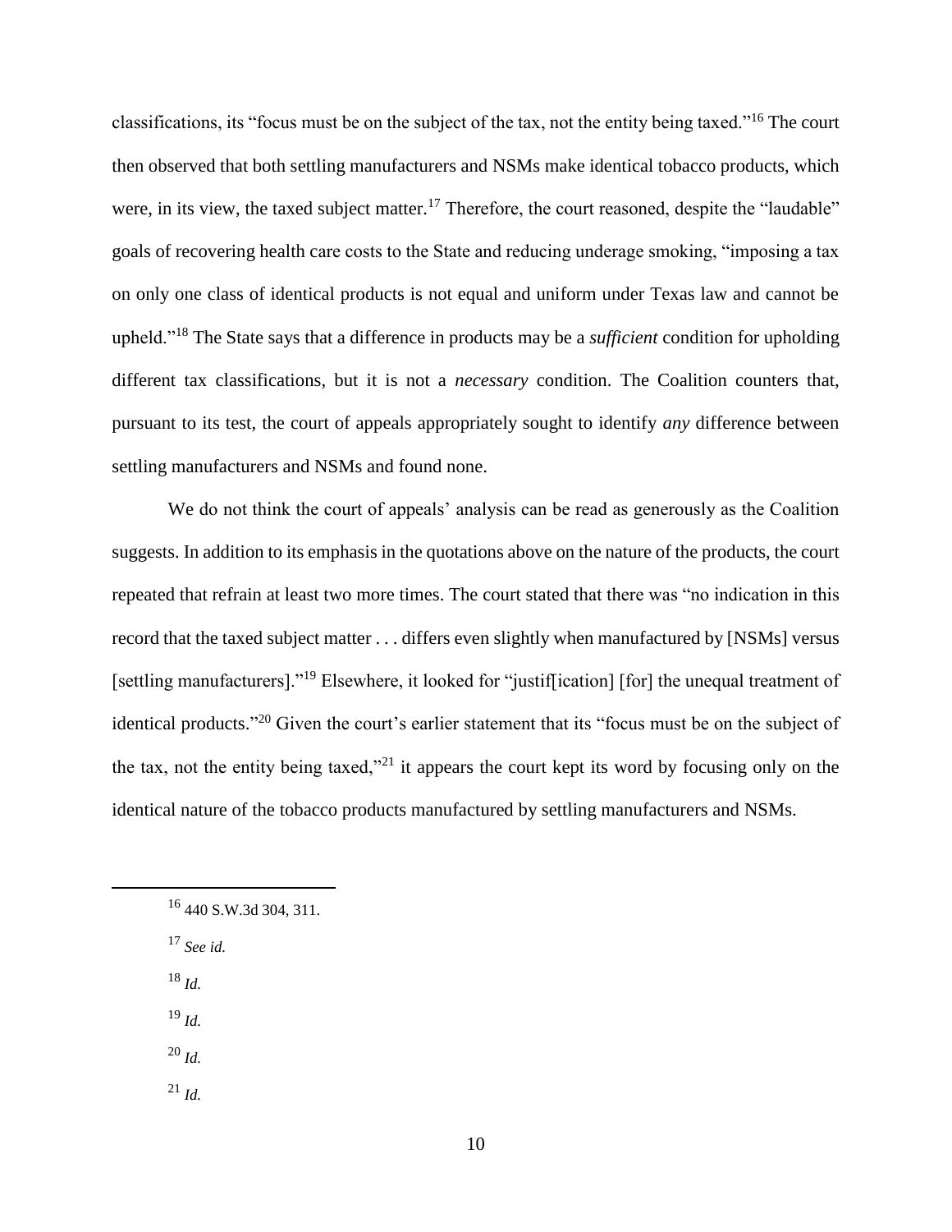classifications, its "focus must be on the subject of the tax, not the entity being taxed."[16] The court then observed that both settling manufacturers and NSMs make identical tobacco products, which were, in its view, the taxed subject matter.[17] Therefore, the court reasoned, despite the "laudable" goals of recovering health care costs to the State and reducing underage smoking, "imposing a tax on only one class of identical products is not equal and uniform under Texas law and cannot be upheld."[18] The State says that a difference in products may be a *sufficient* condition for upholding different tax classifications, but it is not a *necessary* condition. The Coalition counters that, pursuant to its test, the court of appeals appropriately sought to identify *any* difference between settling manufacturers and NSMs and found none.

We do not think the court of appeals' analysis can be read as generously as the Coalition suggests. In addition to its emphasis in the quotations above on the nature of the products, the court repeated that refrain at least two more times. The court stated that there was "no indication in this record that the taxed subject matter . . . differs even slightly when manufactured by [NSMs] versus [settling manufacturers]."[19] Elsewhere, it looked for "justif[ication] [for] the unequal treatment of identical products."[20] Given the court's earlier statement that its "focus must be on the subject of the tax, not the entity being taxed,"[21] it appears the court kept its word by focusing only on the identical nature of the tobacco products manufactured by settling manufacturers and NSMs.

---

[16] 440 S.W.3d 304, 311.

[17] *See id.*

[18] *Id.*

[19] *Id.*

[20] *Id.*

[21] *Id.*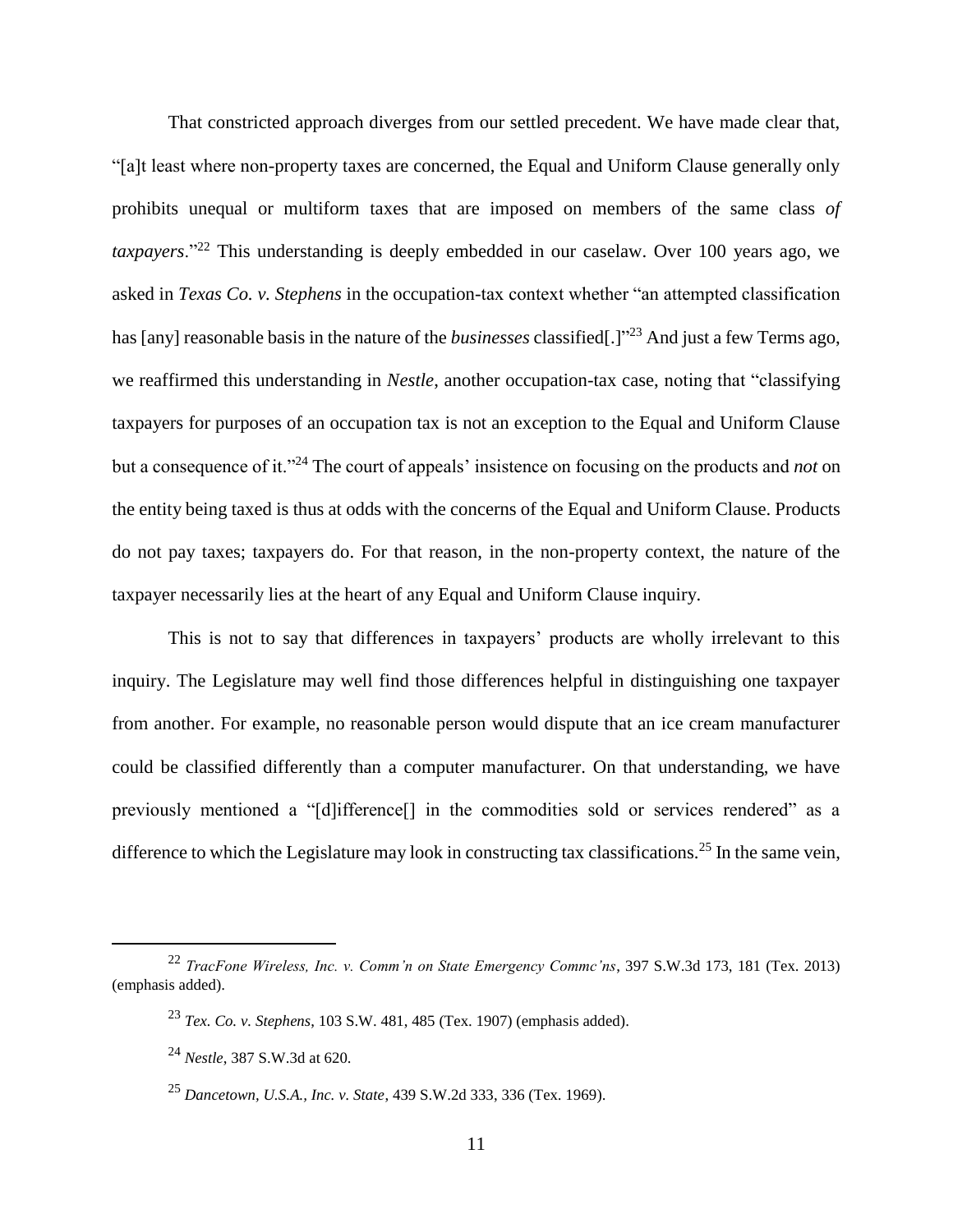That constricted approach diverges from our settled precedent. We have made clear that, "[a]t least where non-property taxes are concerned, the Equal and Uniform Clause generally only prohibits unequal or multiform taxes that are imposed on members of the same class *of taxpayers*."[22] This understanding is deeply embedded in our caselaw. Over 100 years ago, we asked in *Texas Co. v. Stephens* in the occupation-tax context whether "an attempted classification has [any] reasonable basis in the nature of the *businesses* classified[.]"[23] And just a few Terms ago, we reaffirmed this understanding in *Nestle*, another occupation-tax case, noting that "classifying taxpayers for purposes of an occupation tax is not an exception to the Equal and Uniform Clause but a consequence of it."[24] The court of appeals' insistence on focusing on the products and *not* on the entity being taxed is thus at odds with the concerns of the Equal and Uniform Clause. Products do not pay taxes; taxpayers do. For that reason, in the non-property context, the nature of the taxpayer necessarily lies at the heart of any Equal and Uniform Clause inquiry.

This is not to say that differences in taxpayers' products are wholly irrelevant to this inquiry. The Legislature may well find those differences helpful in distinguishing one taxpayer from another. For example, no reasonable person would dispute that an ice cream manufacturer could be classified differently than a computer manufacturer. On that understanding, we have previously mentioned a "[d]ifference[] in the commodities sold or services rendered" as a difference to which the Legislature may look in constructing tax classifications.[25] In the same vein,

---

[22] *TracFone Wireless, Inc. v. Comm'n on State Emergency Commc'ns*, 397 S.W.3d 173, 181 (Tex. 2013) (emphasis added).

[23] *Tex. Co. v. Stephens*, 103 S.W. 481, 485 (Tex. 1907) (emphasis added).

[24] *Nestle*, 387 S.W.3d at 620.

[25] *Dancetown, U.S.A., Inc. v. State*, 439 S.W.2d 333, 336 (Tex. 1969).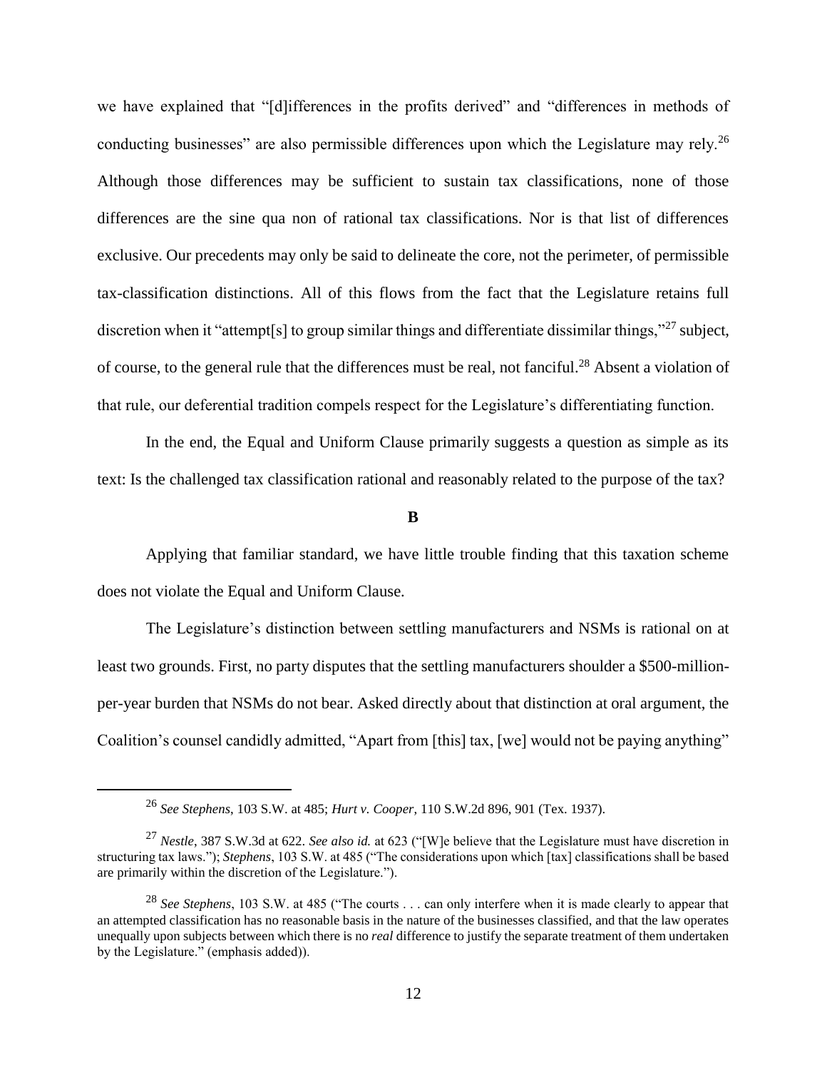we have explained that "[d]ifferences in the profits derived" and "differences in methods of conducting businesses" are also permissible differences upon which the Legislature may rely.[26] Although those differences may be sufficient to sustain tax classifications, none of those differences are the sine qua non of rational tax classifications. Nor is that list of differences exclusive. Our precedents may only be said to delineate the core, not the perimeter, of permissible tax-classification distinctions. All of this flows from the fact that the Legislature retains full discretion when it "attempt[s] to group similar things and differentiate dissimilar things,"[27] subject, of course, to the general rule that the differences must be real, not fanciful.[28] Absent a violation of that rule, our deferential tradition compels respect for the Legislature's differentiating function.

In the end, the Equal and Uniform Clause primarily suggests a question as simple as its text: Is the challenged tax classification rational and reasonably related to the purpose of the tax?

**B**

Applying that familiar standard, we have little trouble finding that this taxation scheme does not violate the Equal and Uniform Clause.

The Legislature's distinction between settling manufacturers and NSMs is rational on at least two grounds. First, no party disputes that the settling manufacturers shoulder a \$500-million-per-year burden that NSMs do not bear. Asked directly about that distinction at oral argument, the Coalition's counsel candidly admitted, "Apart from [this] tax, [we] would not be paying anything"

---

[26] *See Stephens*, 103 S.W. at 485; *Hurt v. Cooper*, 110 S.W.2d 896, 901 (Tex. 1937).

[27] *Nestle*, 387 S.W.3d at 622. *See also id.* at 623 ("[W]e believe that the Legislature must have discretion in structuring tax laws."); *Stephens*, 103 S.W. at 485 ("The considerations upon which [tax] classifications shall be based are primarily within the discretion of the Legislature.").

[28] *See Stephens*, 103 S.W. at 485 ("The courts . . . can only interfere when it is made clearly to appear that an attempted classification has no reasonable basis in the nature of the businesses classified, and that the law operates unequally upon subjects between which there is no *real* difference to justify the separate treatment of them undertaken by the Legislature." (emphasis added)).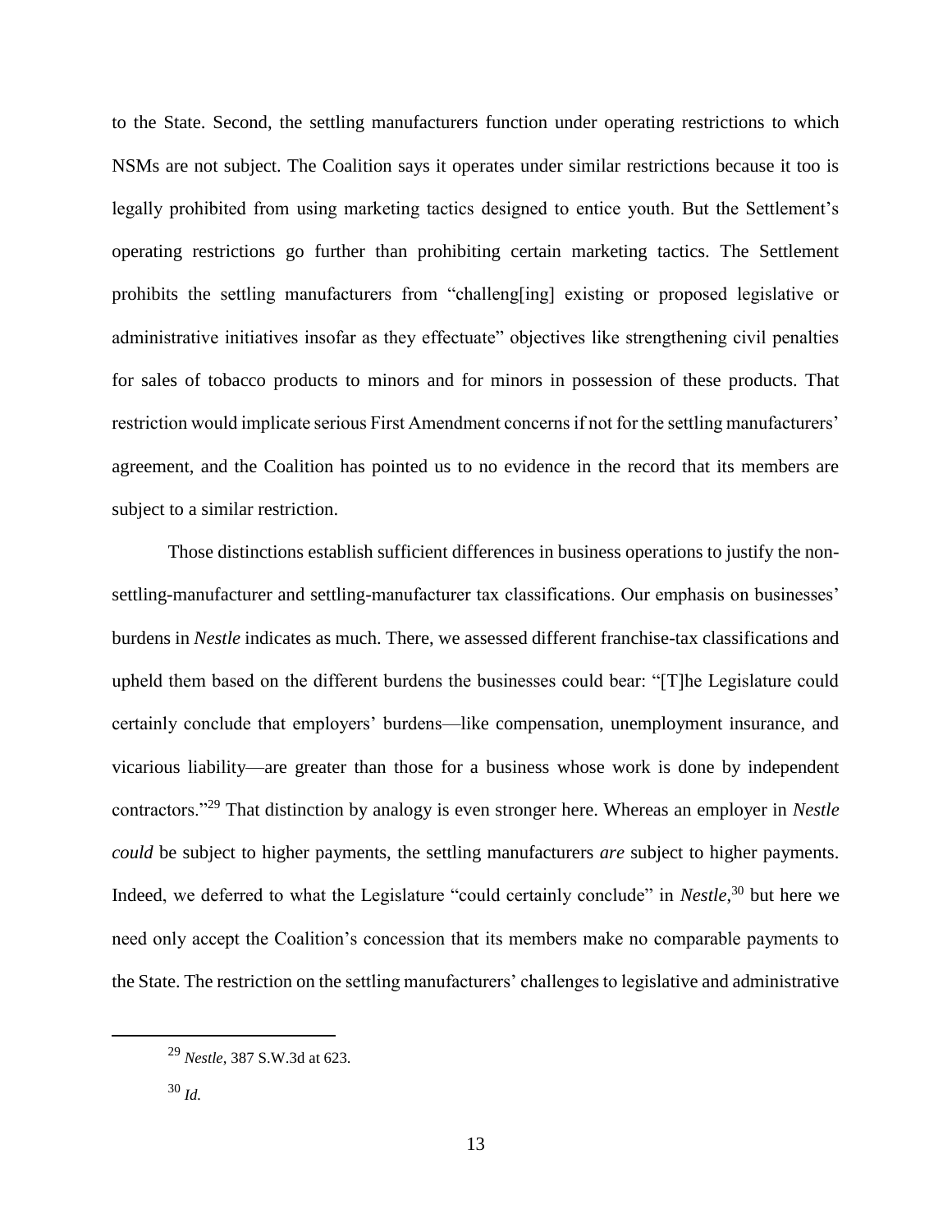to the State. Second, the settling manufacturers function under operating restrictions to which NSMs are not subject. The Coalition says it operates under similar restrictions because it too is legally prohibited from using marketing tactics designed to entice youth. But the Settlement's operating restrictions go further than prohibiting certain marketing tactics. The Settlement prohibits the settling manufacturers from "challeng[ing] existing or proposed legislative or administrative initiatives insofar as they effectuate" objectives like strengthening civil penalties for sales of tobacco products to minors and for minors in possession of these products. That restriction would implicate serious First Amendment concerns if not for the settling manufacturers' agreement, and the Coalition has pointed us to no evidence in the record that its members are subject to a similar restriction.

Those distinctions establish sufficient differences in business operations to justify the non-settling-manufacturer and settling-manufacturer tax classifications. Our emphasis on businesses' burdens in *Nestle* indicates as much. There, we assessed different franchise-tax classifications and upheld them based on the different burdens the businesses could bear: "[T]he Legislature could certainly conclude that employers' burdens—like compensation, unemployment insurance, and vicarious liability—are greater than those for a business whose work is done by independent contractors."[29] That distinction by analogy is even stronger here. Whereas an employer in *Nestle* *could* be subject to higher payments, the settling manufacturers *are* subject to higher payments. Indeed, we deferred to what the Legislature "could certainly conclude" in *Nestle*,[30] but here we need only accept the Coalition's concession that its members make no comparable payments to the State. The restriction on the settling manufacturers' challenges to legislative and administrative

---

[29] *Nestle*, 387 S.W.3d at 623.

[30] *Id.*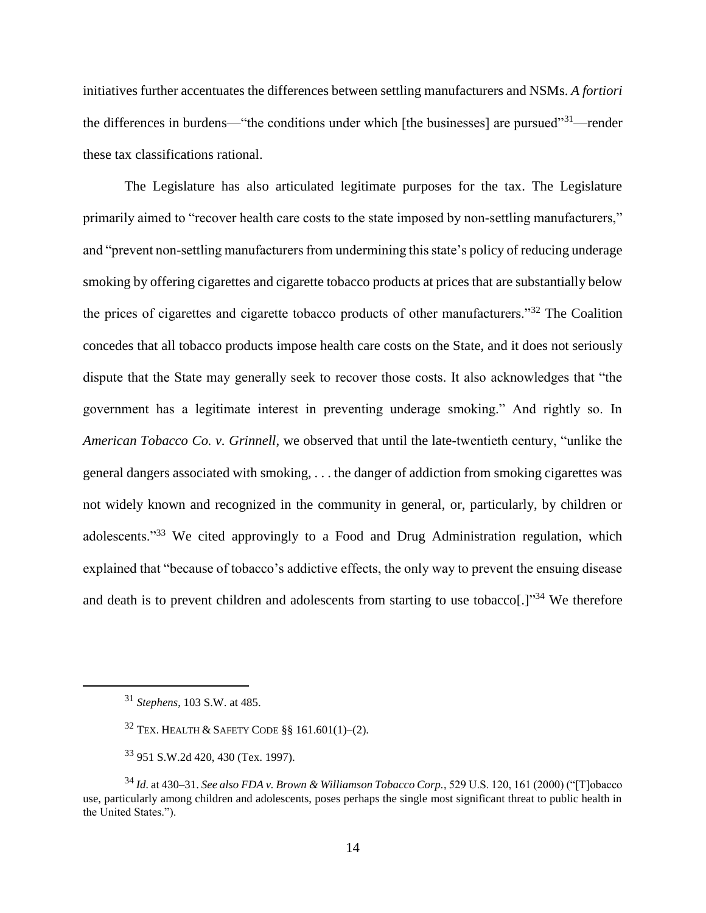initiatives further accentuates the differences between settling manufacturers and NSMs. *A fortiori* the differences in burdens—"the conditions under which [the businesses] are pursued"[31]—render these tax classifications rational.

The Legislature has also articulated legitimate purposes for the tax. The Legislature primarily aimed to "recover health care costs to the state imposed by non-settling manufacturers," and "prevent non-settling manufacturers from undermining this state's policy of reducing underage smoking by offering cigarettes and cigarette tobacco products at prices that are substantially below the prices of cigarettes and cigarette tobacco products of other manufacturers."[32] The Coalition concedes that all tobacco products impose health care costs on the State, and it does not seriously dispute that the State may generally seek to recover those costs. It also acknowledges that "the government has a legitimate interest in preventing underage smoking." And rightly so. In *American Tobacco Co. v. Grinnell*, we observed that until the late-twentieth century, "unlike the general dangers associated with smoking, . . . the danger of addiction from smoking cigarettes was not widely known and recognized in the community in general, or, particularly, by children or adolescents."[33] We cited approvingly to a Food and Drug Administration regulation, which explained that "because of tobacco's addictive effects, the only way to prevent the ensuing disease and death is to prevent children and adolescents from starting to use tobacco[.]"[34] We therefore

---

[31] *Stephens*, 103 S.W. at 485.

[32] TEX. HEALTH & SAFETY CODE §§ 161.601(1)–(2).

[33] 951 S.W.2d 420, 430 (Tex. 1997).

[34] *Id.* at 430–31. *See also FDA v. Brown & Williamson Tobacco Corp.*, 529 U.S. 120, 161 (2000) ("[T]obacco use, particularly among children and adolescents, poses perhaps the single most significant threat to public health in the United States.").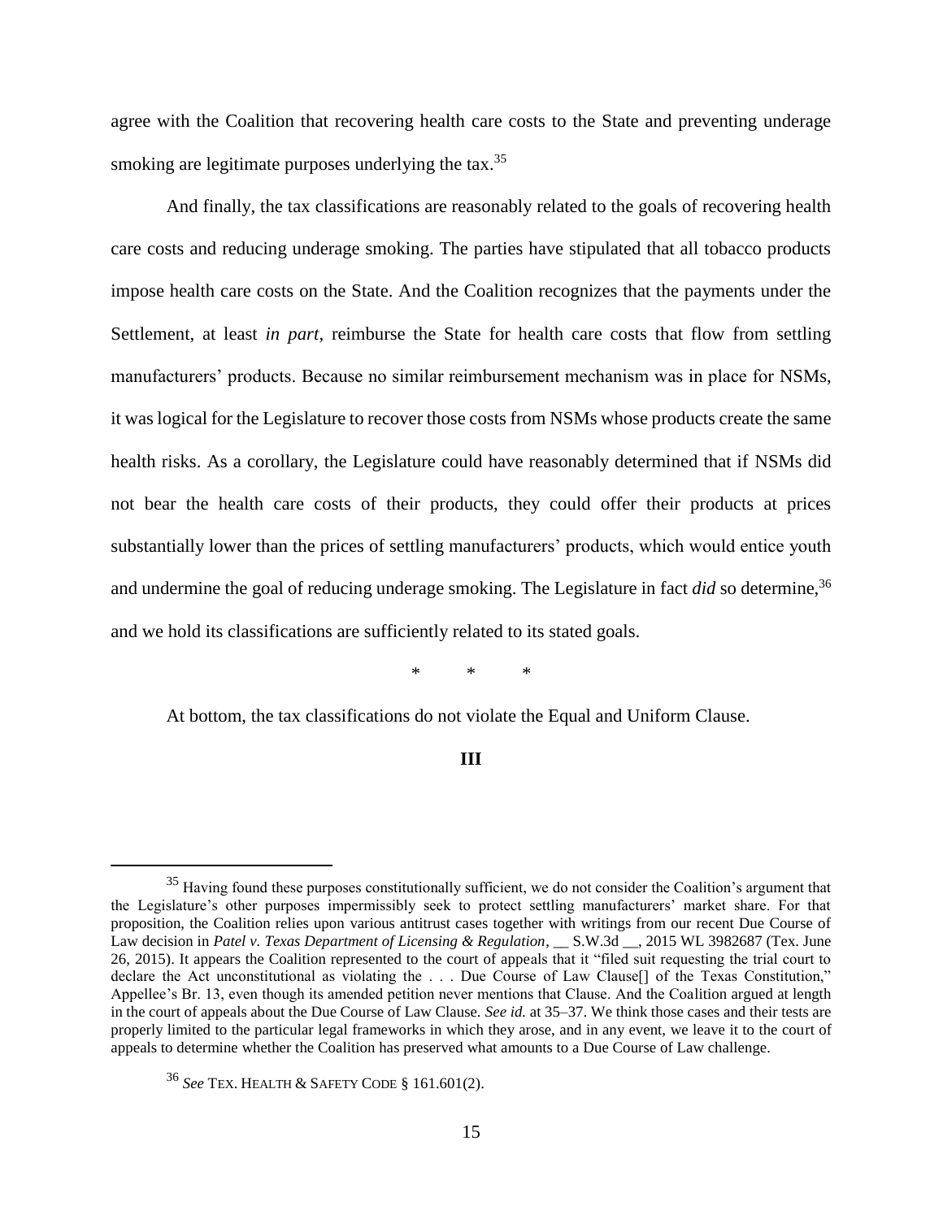agree with the Coalition that recovering health care costs to the State and preventing underage smoking are legitimate purposes underlying the tax.[35]

And finally, the tax classifications are reasonably related to the goals of recovering health care costs and reducing underage smoking. The parties have stipulated that all tobacco products impose health care costs on the State. And the Coalition recognizes that the payments under the Settlement, at least *in part*, reimburse the State for health care costs that flow from settling manufacturers' products. Because no similar reimbursement mechanism was in place for NSMs, it was logical for the Legislature to recover those costs from NSMs whose products create the same health risks. As a corollary, the Legislature could have reasonably determined that if NSMs did not bear the health care costs of their products, they could offer their products at prices substantially lower than the prices of settling manufacturers' products, which would entice youth and undermine the goal of reducing underage smoking. The Legislature in fact *did* so determine,[36] and we hold its classifications are sufficiently related to its stated goals.

\* \* \*

At bottom, the tax classifications do not violate the Equal and Uniform Clause.

## III

---

[35] Having found these purposes constitutionally sufficient, we do not consider the Coalition's argument that the Legislature's other purposes impermissibly seek to protect settling manufacturers' market share. For that proposition, the Coalition relies upon various antitrust cases together with writings from our recent Due Course of Law decision in *Patel v. Texas Department of Licensing & Regulation*, __ S.W.3d __, 2015 WL 3982687 (Tex. June 26, 2015). It appears the Coalition represented to the court of appeals that it "filed suit requesting the trial court to declare the Act unconstitutional as violating the . . . Due Course of Law Clause[] of the Texas Constitution," Appellee's Br. 13, even though its amended petition never mentions that Clause. And the Coalition argued at length in the court of appeals about the Due Course of Law Clause. *See id.* at 35–37. We think those cases and their tests are properly limited to the particular legal frameworks in which they arose, and in any event, we leave it to the court of appeals to determine whether the Coalition has preserved what amounts to a Due Course of Law challenge.

[36] *See* TEX. HEALTH & SAFETY CODE § 161.601(2).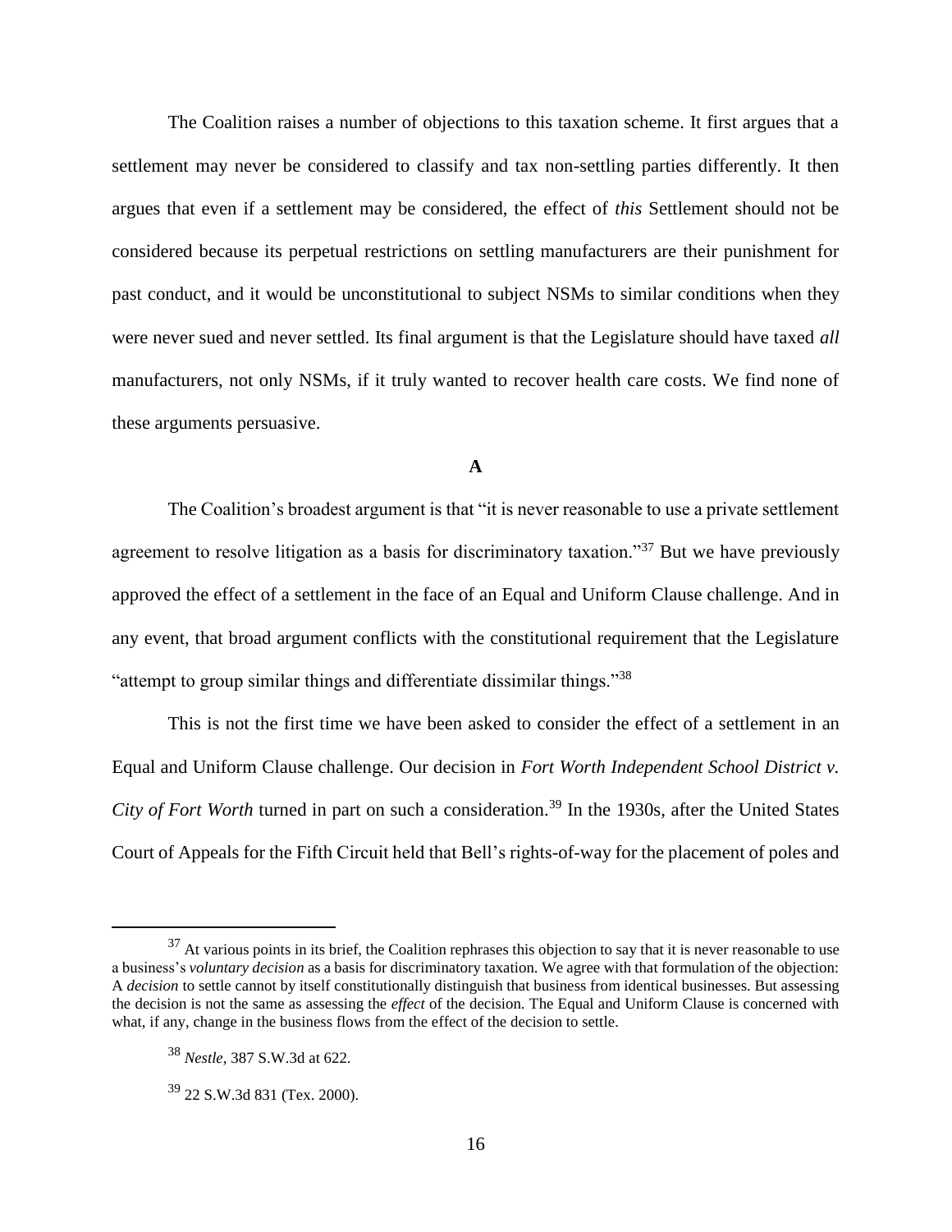The Coalition raises a number of objections to this taxation scheme. It first argues that a settlement may never be considered to classify and tax non-settling parties differently. It then argues that even if a settlement may be considered, the effect of *this* Settlement should not be considered because its perpetual restrictions on settling manufacturers are their punishment for past conduct, and it would be unconstitutional to subject NSMs to similar conditions when they were never sued and never settled. Its final argument is that the Legislature should have taxed *all* manufacturers, not only NSMs, if it truly wanted to recover health care costs. We find none of these arguments persuasive.

### A

The Coalition's broadest argument is that "it is never reasonable to use a private settlement agreement to resolve litigation as a basis for discriminatory taxation."[37] But we have previously approved the effect of a settlement in the face of an Equal and Uniform Clause challenge. And in any event, that broad argument conflicts with the constitutional requirement that the Legislature "attempt to group similar things and differentiate dissimilar things."[38]

This is not the first time we have been asked to consider the effect of a settlement in an Equal and Uniform Clause challenge. Our decision in *Fort Worth Independent School District v. City of Fort Worth* turned in part on such a consideration.[39] In the 1930s, after the United States Court of Appeals for the Fifth Circuit held that Bell's rights-of-way for the placement of poles and

---

[37] At various points in its brief, the Coalition rephrases this objection to say that it is never reasonable to use a business's *voluntary decision* as a basis for discriminatory taxation. We agree with that formulation of the objection: A *decision* to settle cannot by itself constitutionally distinguish that business from identical businesses. But assessing the decision is not the same as assessing the *effect* of the decision. The Equal and Uniform Clause is concerned with what, if any, change in the business flows from the effect of the decision to settle.

[38] *Nestle*, 387 S.W.3d at 622.

[39] 22 S.W.3d 831 (Tex. 2000).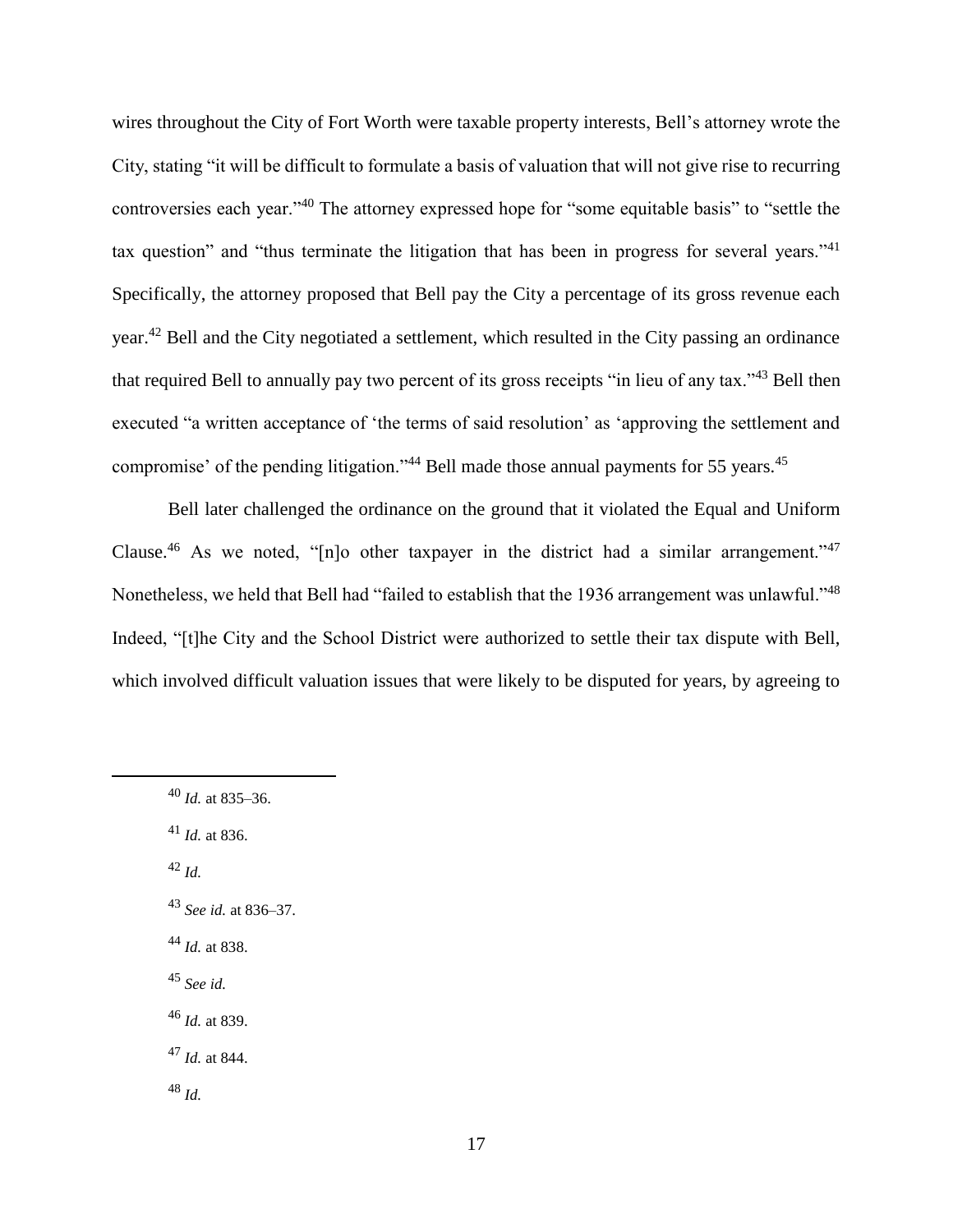wires throughout the City of Fort Worth were taxable property interests, Bell's attorney wrote the City, stating "it will be difficult to formulate a basis of valuation that will not give rise to recurring controversies each year."[40] The attorney expressed hope for "some equitable basis" to "settle the tax question" and "thus terminate the litigation that has been in progress for several years."[41] Specifically, the attorney proposed that Bell pay the City a percentage of its gross revenue each year.[42] Bell and the City negotiated a settlement, which resulted in the City passing an ordinance that required Bell to annually pay two percent of its gross receipts "in lieu of any tax."[43] Bell then executed "a written acceptance of 'the terms of said resolution' as 'approving the settlement and compromise' of the pending litigation."[44] Bell made those annual payments for 55 years.[45]

Bell later challenged the ordinance on the ground that it violated the Equal and Uniform Clause.[46] As we noted, "[n]o other taxpayer in the district had a similar arrangement."[47] Nonetheless, we held that Bell had "failed to establish that the 1936 arrangement was unlawful."[48] Indeed, "[t]he City and the School District were authorized to settle their tax dispute with Bell, which involved difficult valuation issues that were likely to be disputed for years, by agreeing to

---

[40] *Id.* at 835–36.

[41] *Id.* at 836.

[42] *Id.*

[43] *See id.* at 836–37.

[44] *Id.* at 838.

[45] *See id.*

[46] *Id.* at 839.

[47] *Id.* at 844.

[48] *Id.*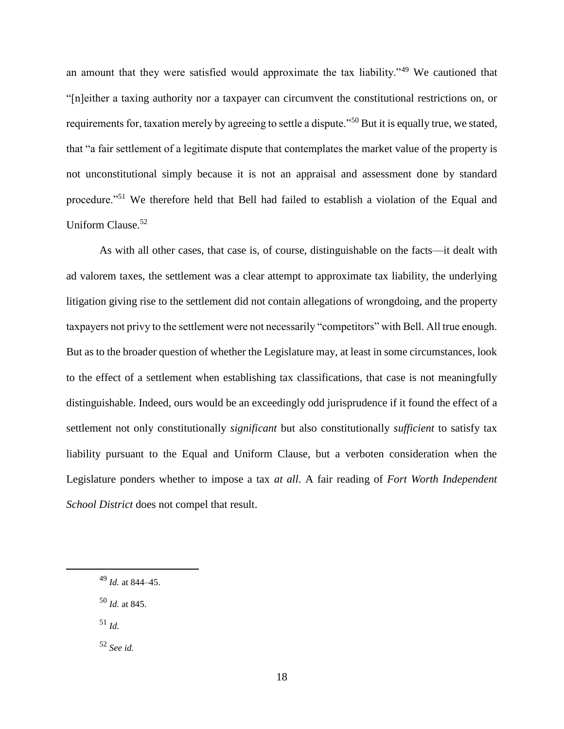an amount that they were satisfied would approximate the tax liability."[49] We cautioned that "[n]either a taxing authority nor a taxpayer can circumvent the constitutional restrictions on, or requirements for, taxation merely by agreeing to settle a dispute."[50] But it is equally true, we stated, that "a fair settlement of a legitimate dispute that contemplates the market value of the property is not unconstitutional simply because it is not an appraisal and assessment done by standard procedure."[51] We therefore held that Bell had failed to establish a violation of the Equal and Uniform Clause.[52]

As with all other cases, that case is, of course, distinguishable on the facts—it dealt with ad valorem taxes, the settlement was a clear attempt to approximate tax liability, the underlying litigation giving rise to the settlement did not contain allegations of wrongdoing, and the property taxpayers not privy to the settlement were not necessarily "competitors" with Bell. All true enough. But as to the broader question of whether the Legislature may, at least in some circumstances, look to the effect of a settlement when establishing tax classifications, that case is not meaningfully distinguishable. Indeed, ours would be an exceedingly odd jurisprudence if it found the effect of a settlement not only constitutionally *significant* but also constitutionally *sufficient* to satisfy tax liability pursuant to the Equal and Uniform Clause, but a verboten consideration when the Legislature ponders whether to impose a tax *at all*. A fair reading of *Fort Worth Independent School District* does not compel that result.

---

[49] *Id.* at 844–45.

[50] *Id.* at 845.

[51] *Id.*

[52] *See id.*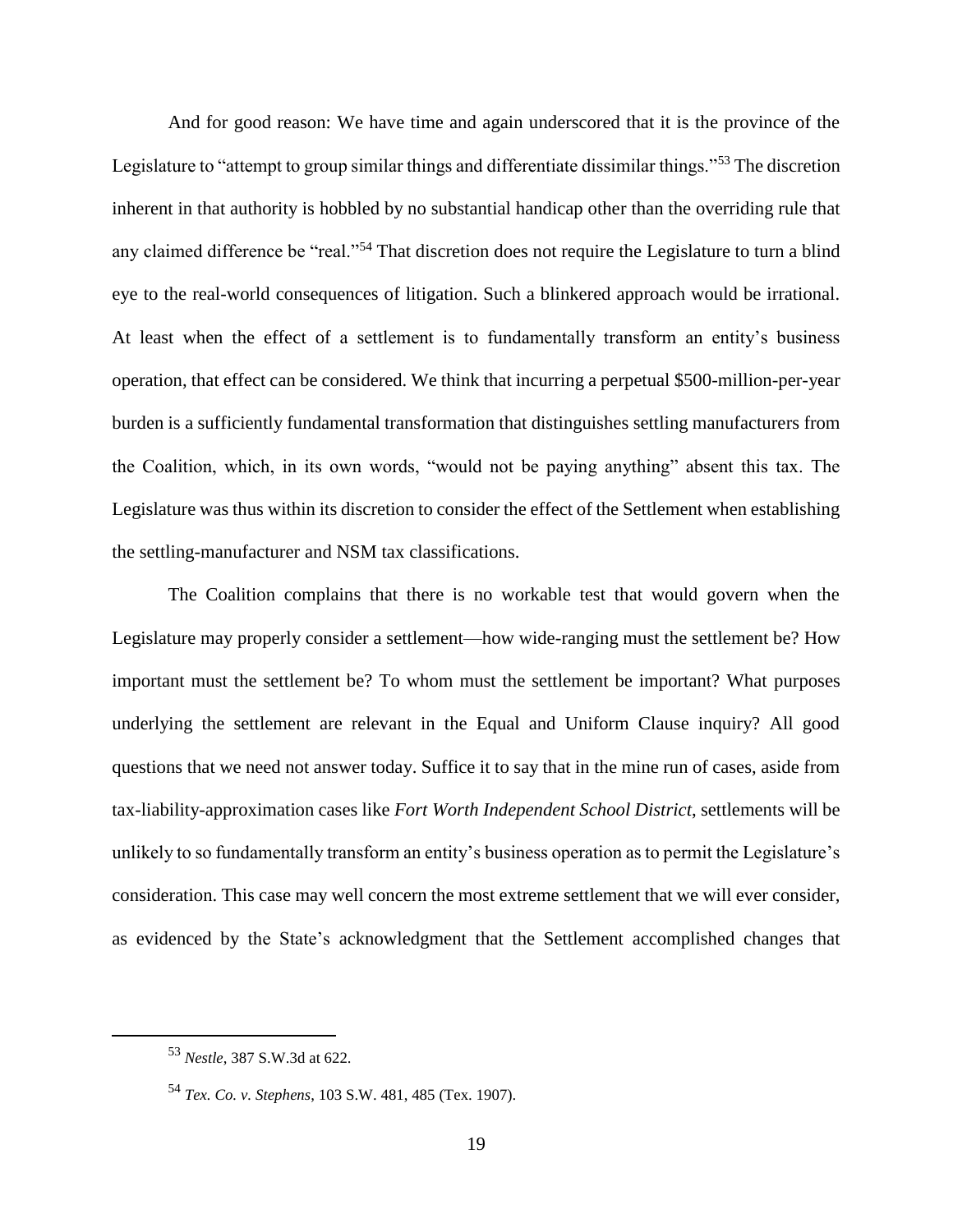And for good reason: We have time and again underscored that it is the province of the Legislature to "attempt to group similar things and differentiate dissimilar things."[53] The discretion inherent in that authority is hobbled by no substantial handicap other than the overriding rule that any claimed difference be "real."[54] That discretion does not require the Legislature to turn a blind eye to the real-world consequences of litigation. Such a blinkered approach would be irrational. At least when the effect of a settlement is to fundamentally transform an entity's business operation, that effect can be considered. We think that incurring a perpetual $500-million-per-year burden is a sufficiently fundamental transformation that distinguishes settling manufacturers from the Coalition, which, in its own words, "would not be paying anything" absent this tax. The Legislature was thus within its discretion to consider the effect of the Settlement when establishing the settling-manufacturer and NSM tax classifications.

The Coalition complains that there is no workable test that would govern when the Legislature may properly consider a settlement—how wide-ranging must the settlement be? How important must the settlement be? To whom must the settlement be important? What purposes underlying the settlement are relevant in the Equal and Uniform Clause inquiry? All good questions that we need not answer today. Suffice it to say that in the mine run of cases, aside from tax-liability-approximation cases like *Fort Worth Independent School District*, settlements will be unlikely to so fundamentally transform an entity's business operation as to permit the Legislature's consideration. This case may well concern the most extreme settlement that we will ever consider, as evidenced by the State's acknowledgment that the Settlement accomplished changes that

---

[53] *Nestle*, 387 S.W.3d at 622.

[54] *Tex. Co. v. Stephens*, 103 S.W. 481, 485 (Tex. 1907).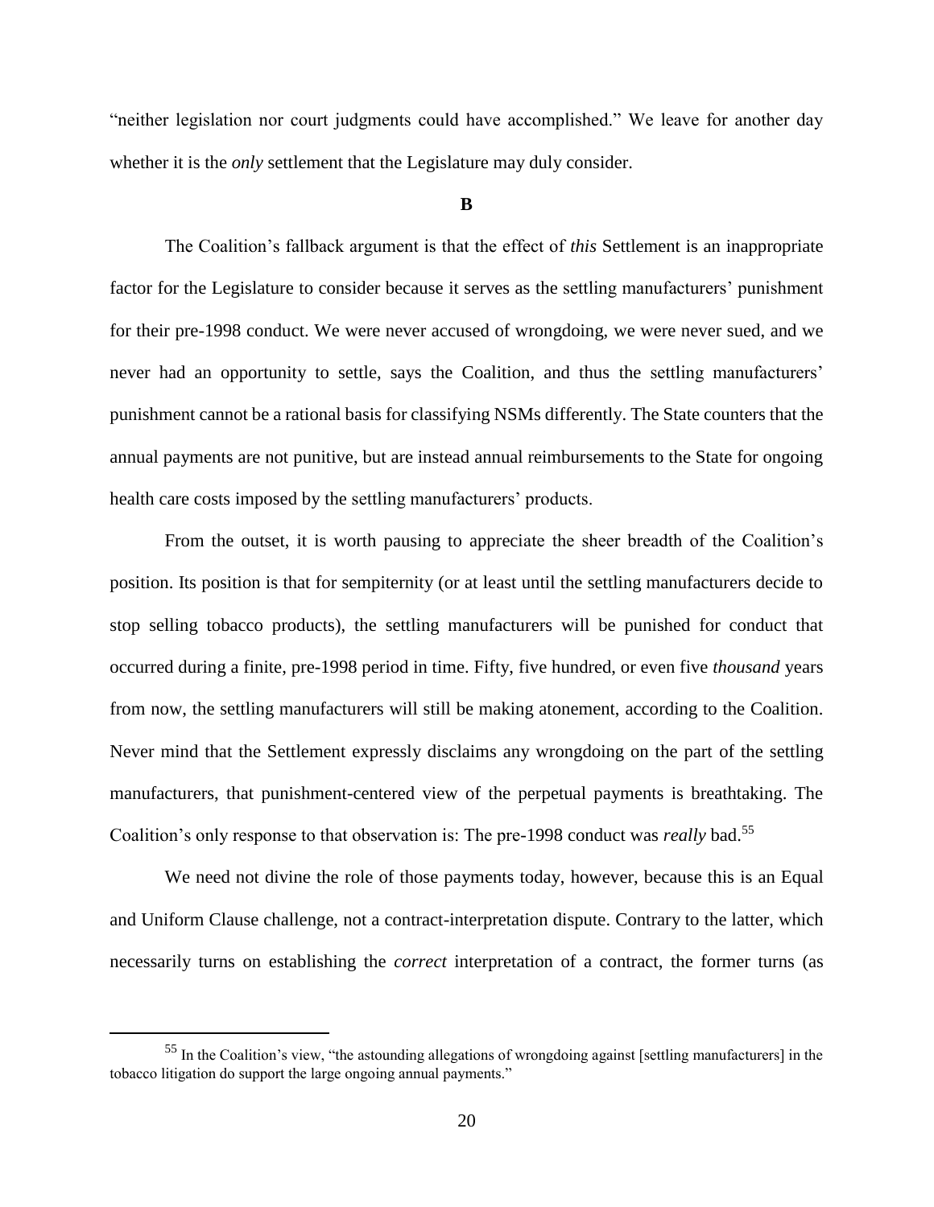"neither legislation nor court judgments could have accomplished." We leave for another day whether it is the *only* settlement that the Legislature may duly consider.

### B

The Coalition's fallback argument is that the effect of *this* Settlement is an inappropriate factor for the Legislature to consider because it serves as the settling manufacturers' punishment for their pre-1998 conduct. We were never accused of wrongdoing, we were never sued, and we never had an opportunity to settle, says the Coalition, and thus the settling manufacturers' punishment cannot be a rational basis for classifying NSMs differently. The State counters that the annual payments are not punitive, but are instead annual reimbursements to the State for ongoing health care costs imposed by the settling manufacturers' products.

From the outset, it is worth pausing to appreciate the sheer breadth of the Coalition's position. Its position is that for sempiternity (or at least until the settling manufacturers decide to stop selling tobacco products), the settling manufacturers will be punished for conduct that occurred during a finite, pre-1998 period in time. Fifty, five hundred, or even five *thousand* years from now, the settling manufacturers will still be making atonement, according to the Coalition. Never mind that the Settlement expressly disclaims any wrongdoing on the part of the settling manufacturers, that punishment-centered view of the perpetual payments is breathtaking. The Coalition's only response to that observation is: The pre-1998 conduct was *really* bad.[55]

We need not divine the role of those payments today, however, because this is an Equal and Uniform Clause challenge, not a contract-interpretation dispute. Contrary to the latter, which necessarily turns on establishing the *correct* interpretation of a contract, the former turns (as

---

[55] In the Coalition's view, "the astounding allegations of wrongdoing against [settling manufacturers] in the tobacco litigation do support the large ongoing annual payments."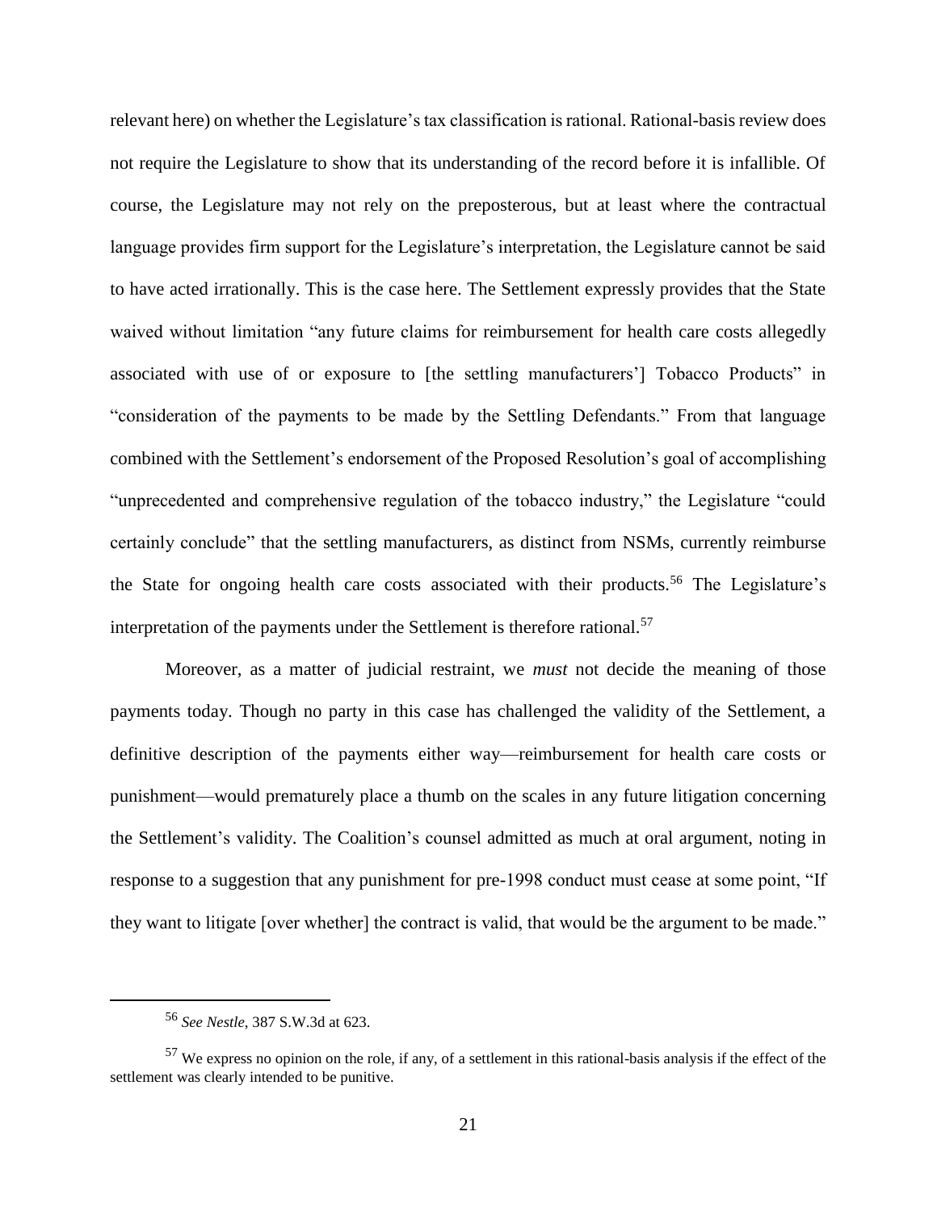relevant here) on whether the Legislature's tax classification is rational. Rational-basis review does not require the Legislature to show that its understanding of the record before it is infallible. Of course, the Legislature may not rely on the preposterous, but at least where the contractual language provides firm support for the Legislature's interpretation, the Legislature cannot be said to have acted irrationally. This is the case here. The Settlement expressly provides that the State waived without limitation "any future claims for reimbursement for health care costs allegedly associated with use of or exposure to [the settling manufacturers'] Tobacco Products" in "consideration of the payments to be made by the Settling Defendants." From that language combined with the Settlement's endorsement of the Proposed Resolution's goal of accomplishing "unprecedented and comprehensive regulation of the tobacco industry," the Legislature "could certainly conclude" that the settling manufacturers, as distinct from NSMs, currently reimburse the State for ongoing health care costs associated with their products.[56] The Legislature's interpretation of the payments under the Settlement is therefore rational.[57]

Moreover, as a matter of judicial restraint, we *must* not decide the meaning of those payments today. Though no party in this case has challenged the validity of the Settlement, a definitive description of the payments either way—reimbursement for health care costs or punishment—would prematurely place a thumb on the scales in any future litigation concerning the Settlement's validity. The Coalition's counsel admitted as much at oral argument, noting in response to a suggestion that any punishment for pre-1998 conduct must cease at some point, "If they want to litigate [over whether] the contract is valid, that would be the argument to be made."

---

[56] *See Nestle*, 387 S.W.3d at 623.

[57] We express no opinion on the role, if any, of a settlement in this rational-basis analysis if the effect of the settlement was clearly intended to be punitive.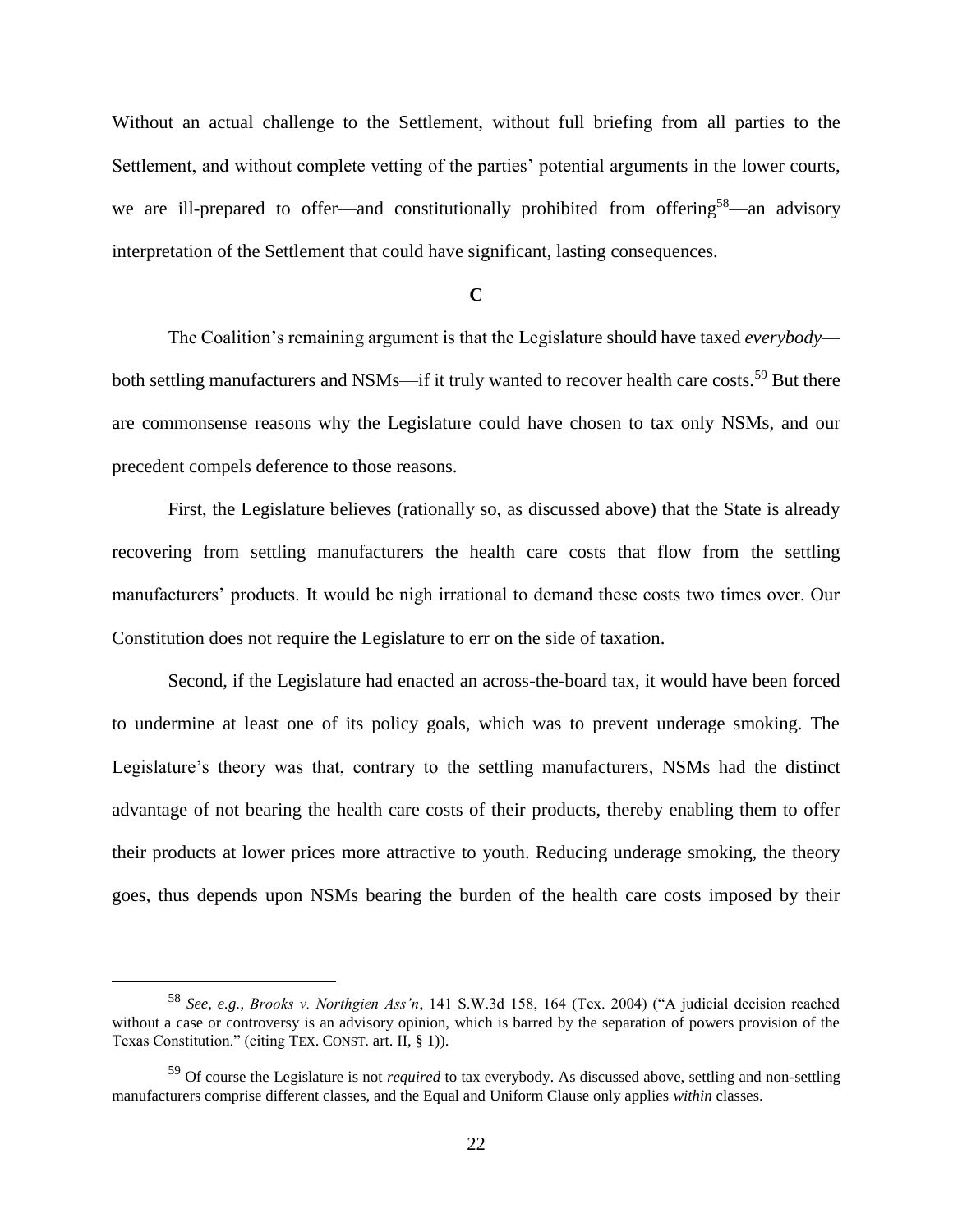Without an actual challenge to the Settlement, without full briefing from all parties to the Settlement, and without complete vetting of the parties' potential arguments in the lower courts, we are ill-prepared to offer—and constitutionally prohibited from offering[58]—an advisory interpretation of the Settlement that could have significant, lasting consequences.

### C

The Coalition's remaining argument is that the Legislature should have taxed *everybody*—both settling manufacturers and NSMs—if it truly wanted to recover health care costs.[59] But there are commonsense reasons why the Legislature could have chosen to tax only NSMs, and our precedent compels deference to those reasons.

First, the Legislature believes (rationally so, as discussed above) that the State is already recovering from settling manufacturers the health care costs that flow from the settling manufacturers' products. It would be nigh irrational to demand these costs two times over. Our Constitution does not require the Legislature to err on the side of taxation.

Second, if the Legislature had enacted an across-the-board tax, it would have been forced to undermine at least one of its policy goals, which was to prevent underage smoking. The Legislature's theory was that, contrary to the settling manufacturers, NSMs had the distinct advantage of not bearing the health care costs of their products, thereby enabling them to offer their products at lower prices more attractive to youth. Reducing underage smoking, the theory goes, thus depends upon NSMs bearing the burden of the health care costs imposed by their

---

[58] *See, e.g.*, *Brooks v. Northgien Ass'n*, 141 S.W.3d 158, 164 (Tex. 2004) ("A judicial decision reached without a case or controversy is an advisory opinion, which is barred by the separation of powers provision of the Texas Constitution." (citing TEX. CONST. art. II, § 1)).

[59] Of course the Legislature is not *required* to tax everybody. As discussed above, settling and non-settling manufacturers comprise different classes, and the Equal and Uniform Clause only applies *within* classes.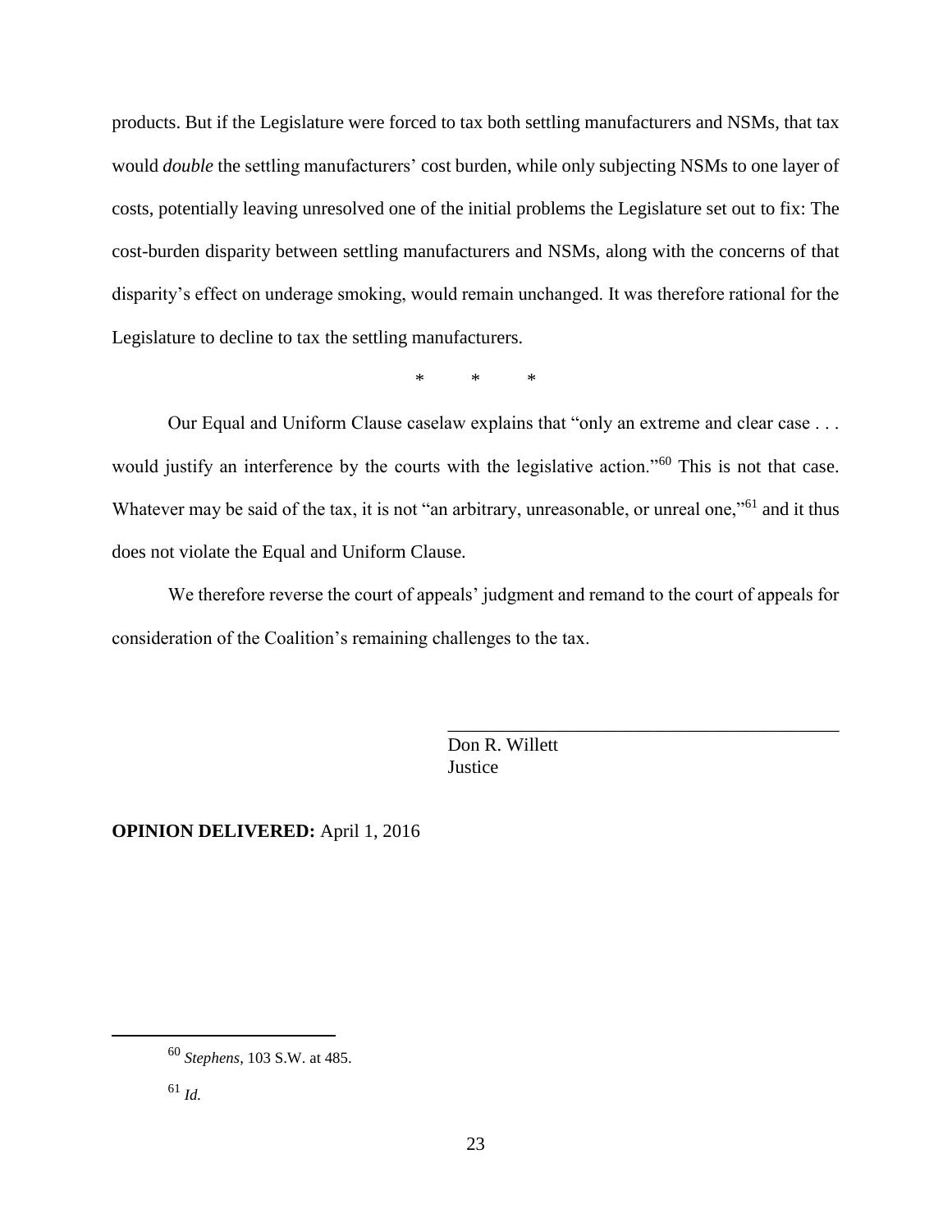products. But if the Legislature were forced to tax both settling manufacturers and NSMs, that tax would *double* the settling manufacturers' cost burden, while only subjecting NSMs to one layer of costs, potentially leaving unresolved one of the initial problems the Legislature set out to fix: The cost-burden disparity between settling manufacturers and NSMs, along with the concerns of that disparity's effect on underage smoking, would remain unchanged. It was therefore rational for the Legislature to decline to tax the settling manufacturers.

\* \* \*

Our Equal and Uniform Clause caselaw explains that "only an extreme and clear case . . . would justify an interference by the courts with the legislative action."[60] This is not that case. Whatever may be said of the tax, it is not "an arbitrary, unreasonable, or unreal one,"[61] and it thus does not violate the Equal and Uniform Clause.

We therefore reverse the court of appeals' judgment and remand to the court of appeals for consideration of the Coalition's remaining challenges to the tax.

Don R. Willett
Justice

**OPINION DELIVERED:** April 1, 2016

---

[60] *Stephens*, 103 S.W. at 485.

[61] *Id.*